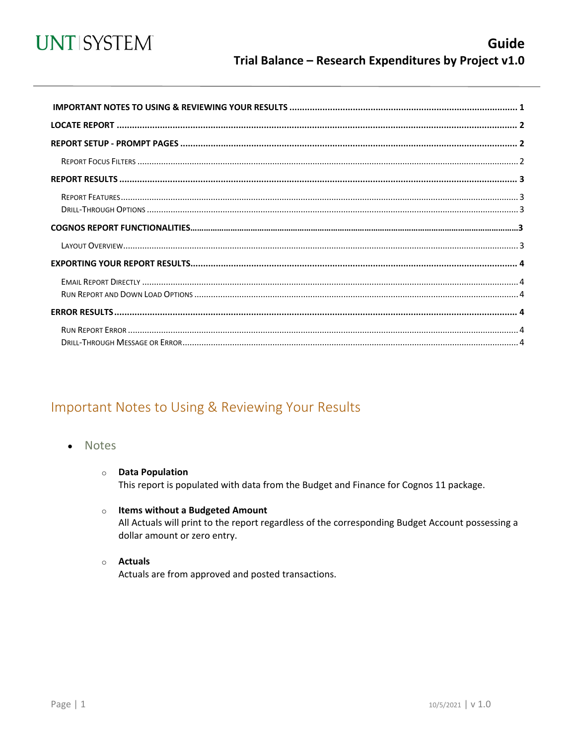UNT | SYSTEM

# Guide
## Trial Balance – Research Expenditures by Project v1.0

**IMPORTANT NOTES TO USING & REVIEWING YOUR RESULTS** ........ 1
**LOCATE REPORT** ........ 2
**REPORT SETUP - PROMPT PAGES** ........ 2
- Report Focus Filters ........ 2

**REPORT RESULTS** ........ 3
- Report Features ........ 3
- Drill-Through Options ........ 3

**COGNOS REPORT FUNCTIONALITIES** ........ 3
- Layout Overview ........ 3

**EXPORTING YOUR REPORT RESULTS** ........ 4
- Email Report Directly ........ 4
- Run Report and Down Load Options ........ 4

**ERROR RESULTS** ........ 4
- Run Report Error ........ 4
- Drill-Through Message or Error ........ 4

## Important Notes to Using & Reviewing Your Results

- Notes
  - **Data Population**
    This report is populated with data from the Budget and Finance for Cognos 11 package.
  - **Items without a Budgeted Amount**
    All Actuals will print to the report regardless of the corresponding Budget Account possessing a dollar amount or zero entry.
  - **Actuals**
    Actuals are from approved and posted transactions.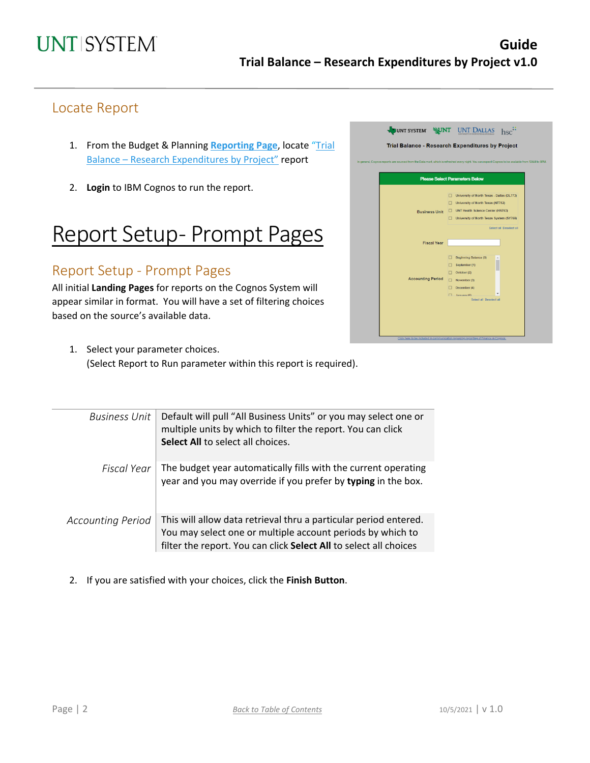## Locate Report

1. From the Budget & Planning **Reporting Page**, locate "Trial Balance – Research Expenditures by Project" report
2. **Login** to IBM Cognos to run the report.

# Report Setup- Prompt Pages

## Report Setup - Prompt Pages

All initial **Landing Pages** for reports on the Cognos System will appear similar in format. You will have a set of filtering choices based on the source's available data.

1. Select your parameter choices.
   (Select Report to Run parameter within this report is required).

| | |
|---|---|
| *Business Unit* | Default will pull "All Business Units" or you may select one or multiple units by which to filter the report. You can click **Select All** to select all choices. |
| *Fiscal Year* | The budget year automatically fills with the current operating year and you may override if you prefer by **typing** in the box. |
| *Accounting Period* | This will allow data retrieval thru a particular period entered. You may select one or multiple account periods by which to filter the report. You can click **Select All** to select all choices |

2. If you are satisfied with your choices, click the **Finish Button**.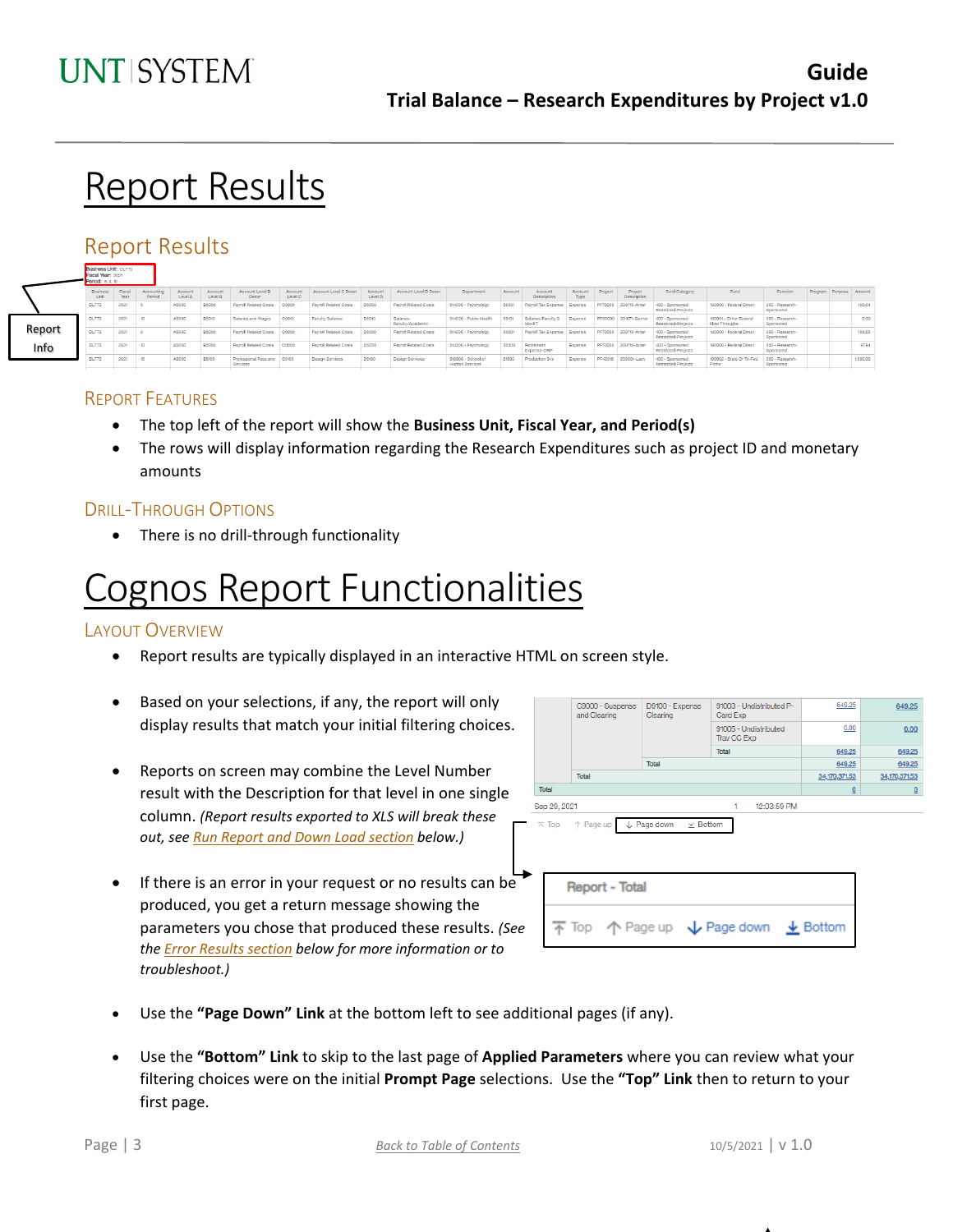# Report Results

## Report Results

Report Info

### Report Features

- The top left of the report will show the **Business Unit, Fiscal Year, and Period(s)**
- The rows will display information regarding the Research Expenditures such as project ID and monetary amounts

### Drill-Through Options

- There is no drill-through functionality

# Cognos Report Functionalities

### Layout Overview

- Report results are typically displayed in an interactive HTML on screen style.
- Based on your selections, if any, the report will only display results that match your initial filtering choices.
- Reports on screen may combine the Level Number result with the Description for that level in one single column. *(Report results exported to XLS will break these out, see Run Report and Down Load section below.)*
- If there is an error in your request or no results can be produced, you get a return message showing the parameters you chose that produced these results. *(See the Error Results section below for more information or to troubleshoot.)*
- Use the **"Page Down" Link** at the bottom left to see additional pages (if any).
- Use the **"Bottom" Link** to skip to the last page of **Applied Parameters** where you can review what your filtering choices were on the initial **Prompt Page** selections. Use the **"Top" Link** then to return to your first page.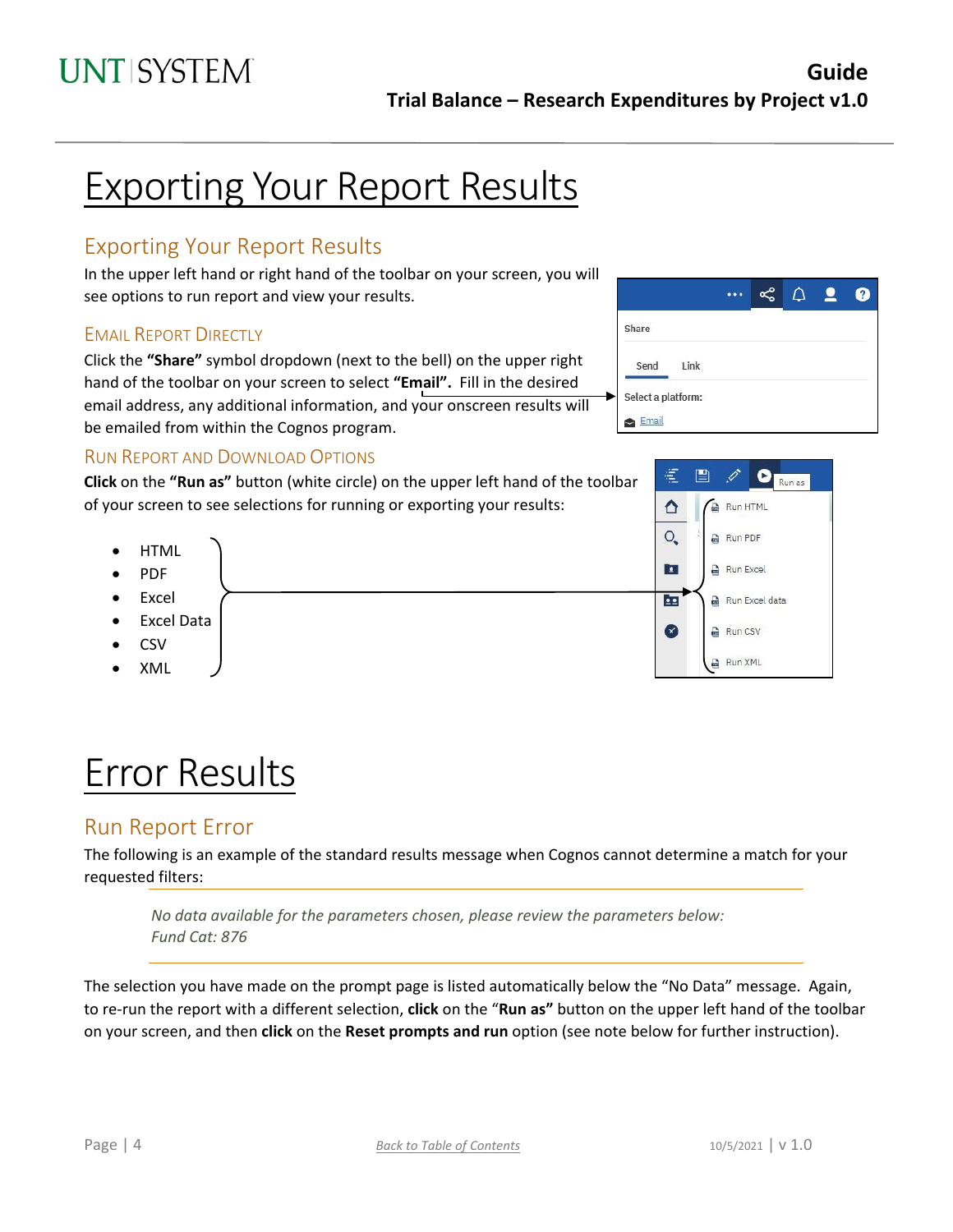# Exporting Your Report Results

## Exporting Your Report Results

In the upper left hand or right hand of the toolbar on your screen, you will see options to run report and view your results.

### Email Report Directly

Click the **"Share"** symbol dropdown (next to the bell) on the upper right hand of the toolbar on your screen to select **"Email"**. Fill in the desired email address, any additional information, and your onscreen results will be emailed from within the Cognos program.

### Run Report and Download Options

**Click** on the **"Run as"** button (white circle) on the upper left hand of the toolbar of your screen to see selections for running or exporting your results:

- HTML
- PDF
- Excel
- Excel Data
- CSV
- XML

# Error Results

## Run Report Error

The following is an example of the standard results message when Cognos cannot determine a match for your requested filters:

> *No data available for the parameters chosen, please review the parameters below:*
> *Fund Cat: 876*

The selection you have made on the prompt page is listed automatically below the "No Data" message. Again, to re-run the report with a different selection, **click** on the "**Run as"** button on the upper left hand of the toolbar on your screen, and then **click** on the **Reset prompts and run** option (see note below for further instruction).